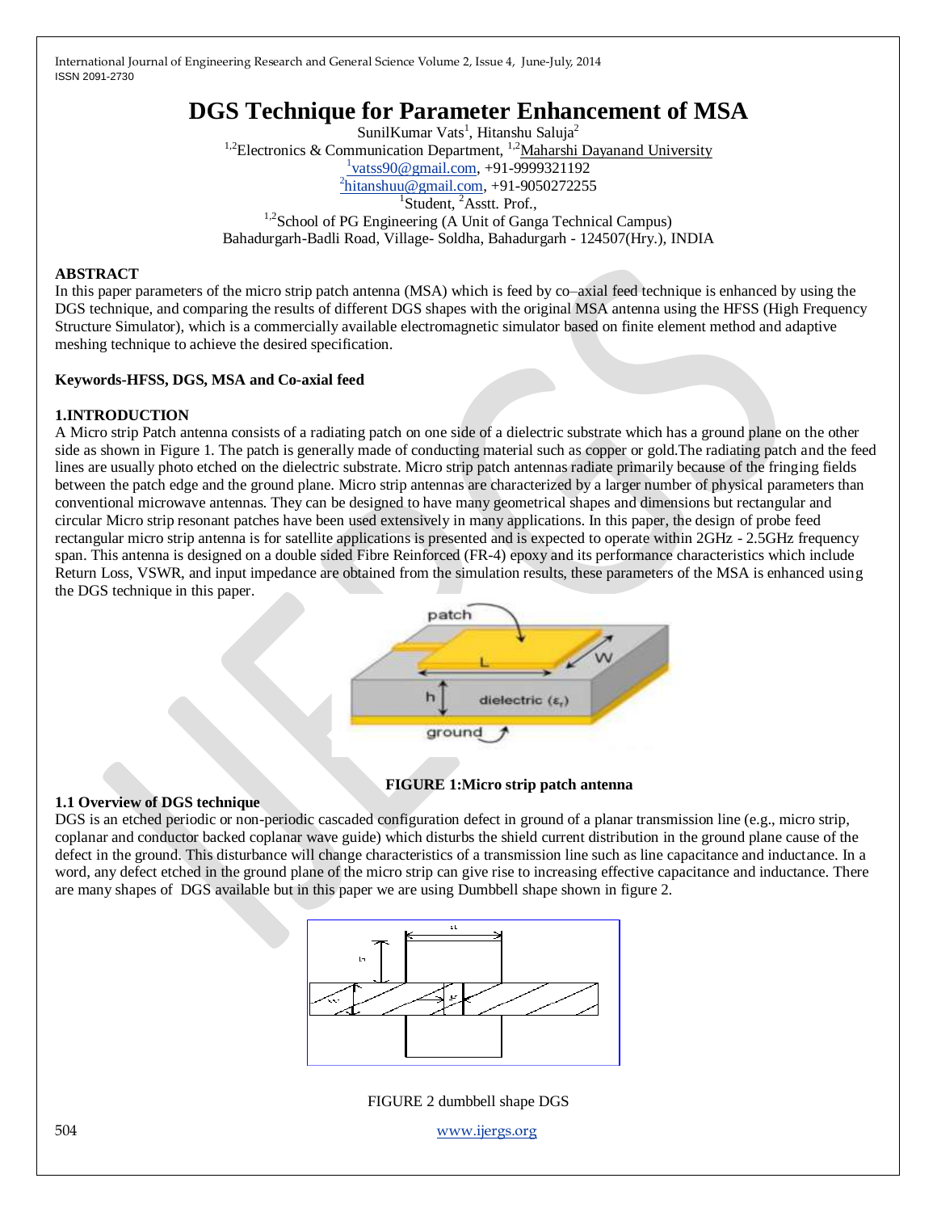# DGS Technique for Parameter Enhancement of MSA

SunilKumar Vats[1], Hitanshu Saluja[2]

[1,2]Electronics & Communication Department, [1,2]Maharshi Dayanand University

[1]vatss90@gmail.com, +91-9999321192

[2]hitanshuu@gmail.com, +91-9050272255

[1]Student, [2]Asstt. Prof.,

[1,2]School of PG Engineering (A Unit of Ganga Technical Campus)

Bahadurgarh-Badli Road, Village- Soldha, Bahadurgarh - 124507(Hry.), INDIA

**ABSTRACT**

In this paper parameters of the micro strip patch antenna (MSA) which is feed by co–axial feed technique is enhanced by using the DGS technique, and comparing the results of different DGS shapes with the original MSA antenna using the HFSS (High Frequency Structure Simulator), which is a commercially available electromagnetic simulator based on finite element method and adaptive meshing technique to achieve the desired specification.

**Keywords-HFSS, DGS, MSA and Co-axial feed**

## 1.INTRODUCTION

A Micro strip Patch antenna consists of a radiating patch on one side of a dielectric substrate which has a ground plane on the other side as shown in Figure 1. The patch is generally made of conducting material such as copper or gold.The radiating patch and the feed lines are usually photo etched on the dielectric substrate. Micro strip patch antennas radiate primarily because of the fringing fields between the patch edge and the ground plane. Micro strip antennas are characterized by a larger number of physical parameters than conventional microwave antennas. They can be designed to have many geometrical shapes and dimensions but rectangular and circular Micro strip resonant patches have been used extensively in many applications. In this paper, the design of probe feed rectangular micro strip antenna is for satellite applications is presented and is expected to operate within 2GHz - 2.5GHz frequency span. This antenna is designed on a double sided Fibre Reinforced (FR-4) epoxy and its performance characteristics which include Return Loss, VSWR, and input impedance are obtained from the simulation results, these parameters of the MSA is enhanced using the DGS technique in this paper.

**FIGURE 1:Micro strip patch antenna**

### 1.1 Overview of DGS technique

DGS is an etched periodic or non-periodic cascaded configuration defect in ground of a planar transmission line (e.g., micro strip, coplanar and conductor backed coplanar wave guide) which disturbs the shield current distribution in the ground plane cause of the defect in the ground. This disturbance will change characteristics of a transmission line such as line capacitance and inductance. In a word, any defect etched in the ground plane of the micro strip can give rise to increasing effective capacitance and inductance. There are many shapes of DGS available but in this paper we are using Dumbbell shape shown in figure 2.

FIGURE 2 dumbbell shape DGS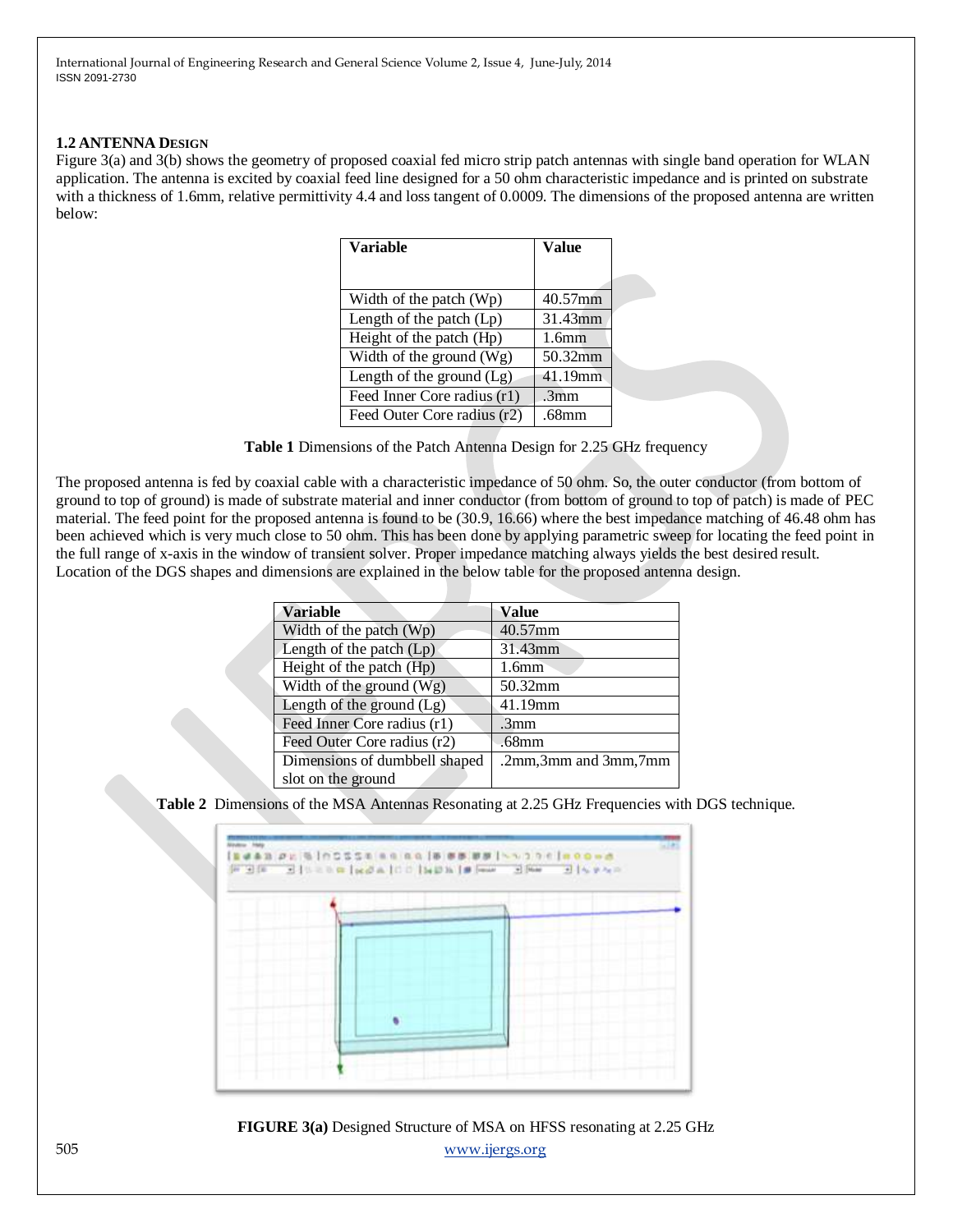### 1.2 ANTENNA DESIGN

Figure 3(a) and 3(b) shows the geometry of proposed coaxial fed micro strip patch antennas with single band operation for WLAN application. The antenna is excited by coaxial feed line designed for a 50 ohm characteristic impedance and is printed on substrate with a thickness of 1.6mm, relative permittivity 4.4 and loss tangent of 0.0009. The dimensions of the proposed antenna are written below:

| Variable | Value |
|---|---|
| Width of the patch (Wp) | 40.57mm |
| Length of the patch (Lp) | 31.43mm |
| Height of the patch (Hp) | 1.6mm |
| Width of the ground (Wg) | 50.32mm |
| Length of the ground (Lg) | 41.19mm |
| Feed Inner Core radius (r1) | .3mm |
| Feed Outer Core radius (r2) | .68mm |

**Table 1** Dimensions of the Patch Antenna Design for 2.25 GHz frequency

The proposed antenna is fed by coaxial cable with a characteristic impedance of 50 ohm. So, the outer conductor (from bottom of ground to top of ground) is made of substrate material and inner conductor (from bottom of ground to top of patch) is made of PEC material. The feed point for the proposed antenna is found to be (30.9, 16.66) where the best impedance matching of 46.48 ohm has been achieved which is very much close to 50 ohm. This has been done by applying parametric sweep for locating the feed point in the full range of x-axis in the window of transient solver. Proper impedance matching always yields the best desired result. Location of the DGS shapes and dimensions are explained in the below table for the proposed antenna design.

| Variable | Value |
|---|---|
| Width of the patch (Wp) | 40.57mm |
| Length of the patch (Lp) | 31.43mm |
| Height of the patch (Hp) | 1.6mm |
| Width of the ground (Wg) | 50.32mm |
| Length of the ground (Lg) | 41.19mm |
| Feed Inner Core radius (r1) | .3mm |
| Feed Outer Core radius (r2) | .68mm |
| Dimensions of dumbbell shaped slot on the ground | .2mm,3mm and 3mm,7mm |

**Table 2** Dimensions of the MSA Antennas Resonating at 2.25 GHz Frequencies with DGS technique.

**FIGURE 3(a)** Designed Structure of MSA on HFSS resonating at 2.25 GHz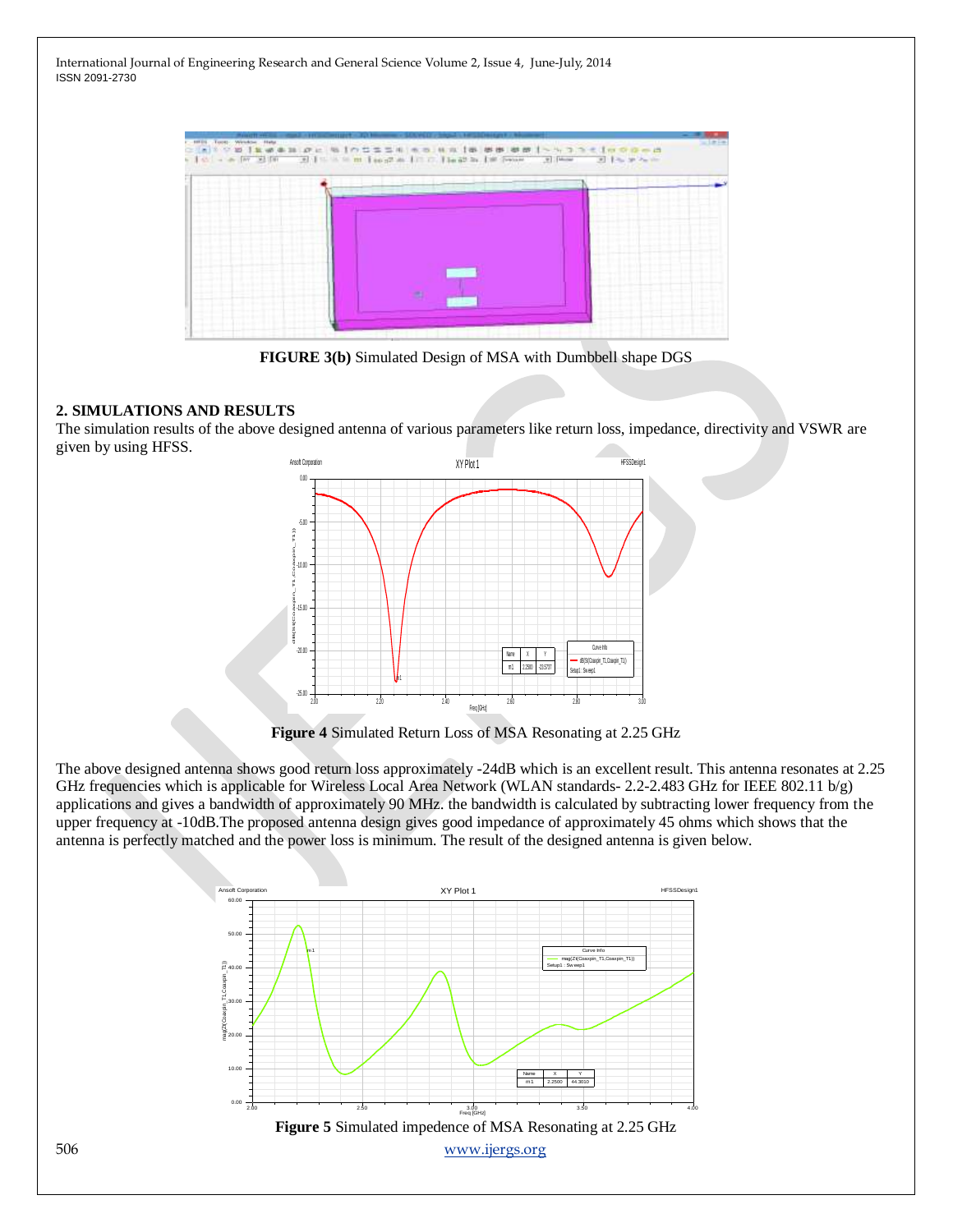**FIGURE 3(b)** Simulated Design of MSA with Dumbbell shape DGS

## 2. SIMULATIONS AND RESULTS

The simulation results of the above designed antenna of various parameters like return loss, impedance, directivity and VSWR are given by using HFSS.

**Figure 4** Simulated Return Loss of MSA Resonating at 2.25 GHz

The above designed antenna shows good return loss approximately -24dB which is an excellent result. This antenna resonates at 2.25 GHz frequencies which is applicable for Wireless Local Area Network (WLAN standards- 2.2-2.483 GHz for IEEE 802.11 b/g) applications and gives a bandwidth of approximately 90 MHz. the bandwidth is calculated by subtracting lower frequency from the upper frequency at -10dB.The proposed antenna design gives good impedance of approximately 45 ohms which shows that the antenna is perfectly matched and the power loss is minimum. The result of the designed antenna is given below.

**Figure 5** Simulated impedence of MSA Resonating at 2.25 GHz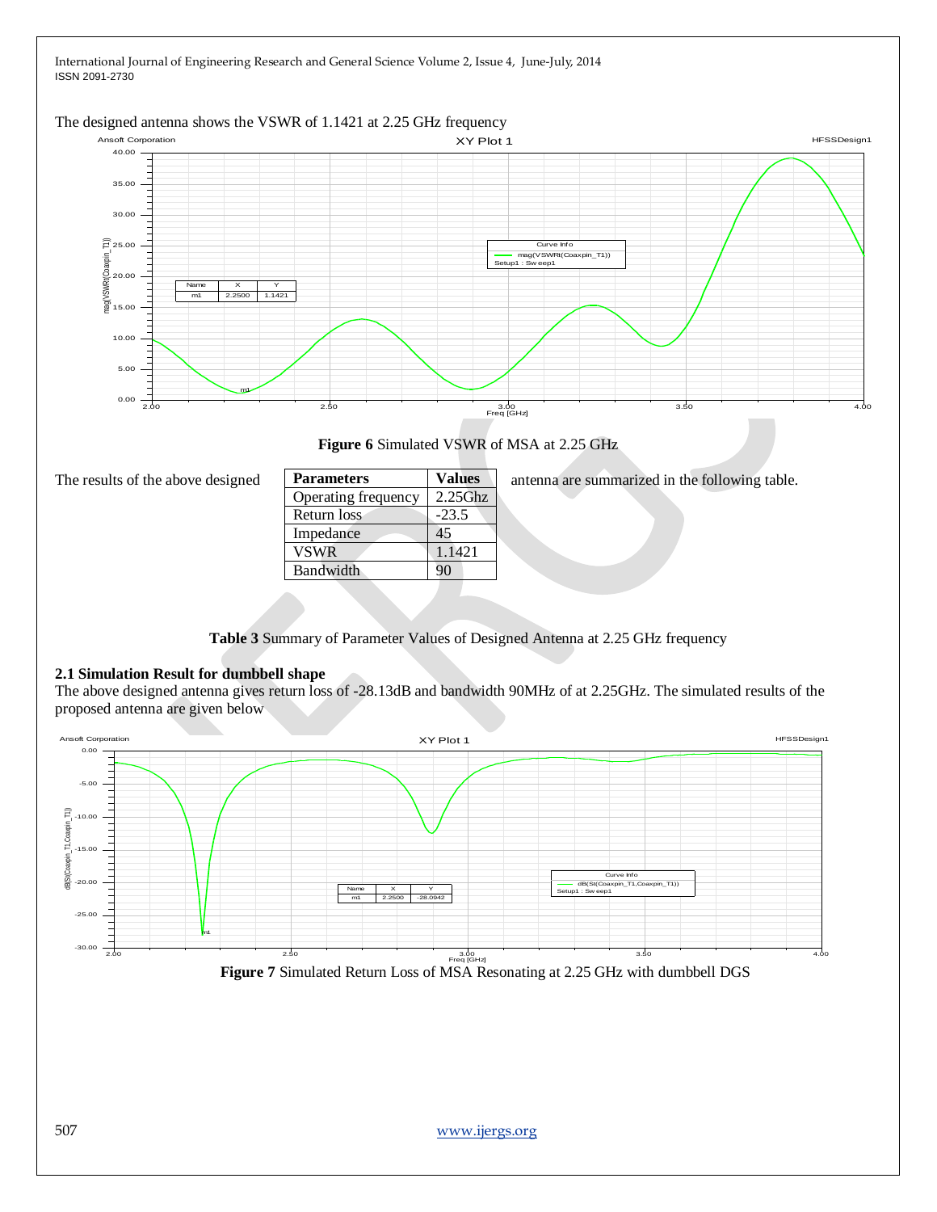The designed antenna shows the VSWR of 1.1421 at 2.25 GHz frequency

**Figure 6** Simulated VSWR of MSA at 2.25 GHz

The results of the above designed antenna are summarized in the following table.

| Parameters | Values |
|---|---|
| Operating frequency | 2.25Ghz |
| Return loss | -23.5 |
| Impedance | 45 |
| VSWR | 1.1421 |
| Bandwidth | 90 |

**Table 3** Summary of Parameter Values of Designed Antenna at 2.25 GHz frequency

### 2.1 Simulation Result for dumbbell shape

The above designed antenna gives return loss of -28.13dB and bandwidth 90MHz of at 2.25GHz. The simulated results of the proposed antenna are given below

**Figure 7** Simulated Return Loss of MSA Resonating at 2.25 GHz with dumbbell DGS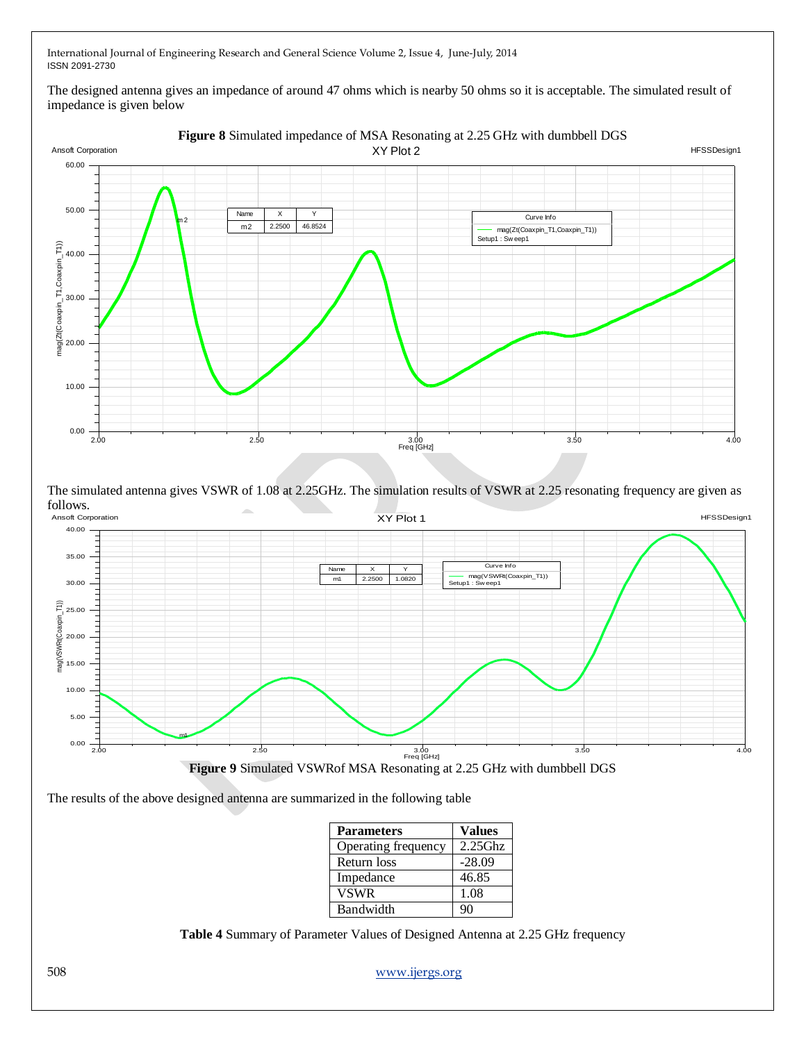The designed antenna gives an impedance of around 47 ohms which is nearby 50 ohms so it is acceptable. The simulated result of impedance is given below

**Figure 8** Simulated impedance of MSA Resonating at 2.25 GHz with dumbbell DGS

The simulated antenna gives VSWR of 1.08 at 2.25GHz. The simulation results of VSWR at 2.25 resonating frequency are given as follows.

**Figure 9** Simulated VSWRof MSA Resonating at 2.25 GHz with dumbbell DGS

The results of the above designed antenna are summarized in the following table

| Parameters | Values |
|---|---|
| Operating frequency | 2.25Ghz |
| Return loss | -28.09 |
| Impedance | 46.85 |
| VSWR | 1.08 |
| Bandwidth | 90 |

**Table 4** Summary of Parameter Values of Designed Antenna at 2.25 GHz frequency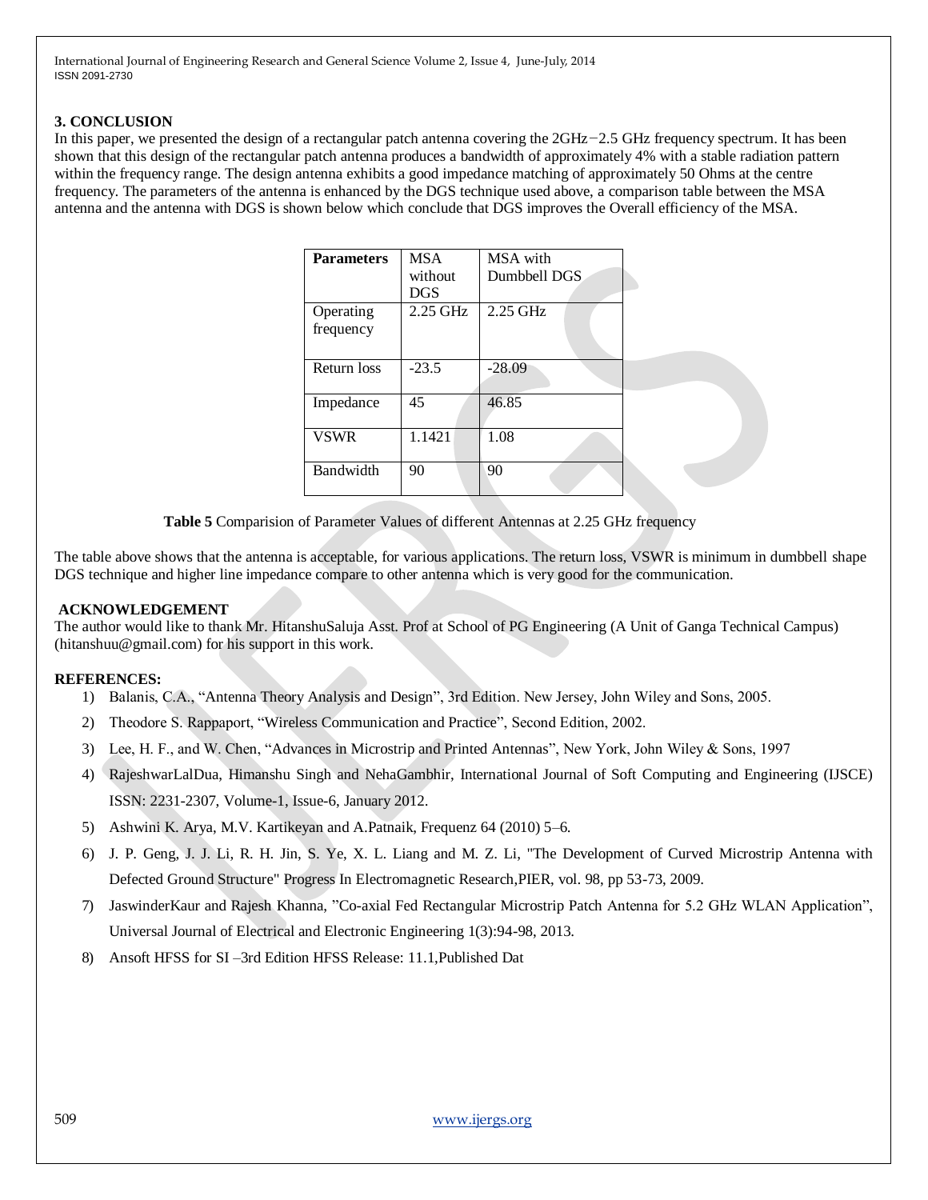## 3. CONCLUSION

In this paper, we presented the design of a rectangular patch antenna covering the 2GHz−2.5 GHz frequency spectrum. It has been shown that this design of the rectangular patch antenna produces a bandwidth of approximately 4% with a stable radiation pattern within the frequency range. The design antenna exhibits a good impedance matching of approximately 50 Ohms at the centre frequency. The parameters of the antenna is enhanced by the DGS technique used above, a comparison table between the MSA antenna and the antenna with DGS is shown below which conclude that DGS improves the Overall efficiency of the MSA.

| **Parameters** | MSA without DGS | MSA with Dumbbell DGS |
|---|---|---|
| Operating frequency | 2.25 GHz | 2.25 GHz |
| Return loss | -23.5 | -28.09 |
| Impedance | 45 | 46.85 |
| VSWR | 1.1421 | 1.08 |
| Bandwidth | 90 | 90 |

**Table 5** Comparision of Parameter Values of different Antennas at 2.25 GHz frequency

The table above shows that the antenna is acceptable, for various applications. The return loss, VSWR is minimum in dumbbell shape DGS technique and higher line impedance compare to other antenna which is very good for the communication.

## ACKNOWLEDGEMENT

The author would like to thank Mr. HitanshuSaluja Asst. Prof at School of PG Engineering (A Unit of Ganga Technical Campus) (hitanshuu@gmail.com) for his support in this work.

## REFERENCES:

1) Balanis, C.A., "Antenna Theory Analysis and Design", 3rd Edition. New Jersey, John Wiley and Sons, 2005.
2) Theodore S. Rappaport, "Wireless Communication and Practice", Second Edition, 2002.
3) Lee, H. F., and W. Chen, "Advances in Microstrip and Printed Antennas", New York, John Wiley & Sons, 1997
4) RajeshwarLalDua, Himanshu Singh and NehaGambhir, International Journal of Soft Computing and Engineering (IJSCE) ISSN: 2231-2307, Volume-1, Issue-6, January 2012.
5) Ashwini K. Arya, M.V. Kartikeyan and A.Patnaik, Frequenz 64 (2010) 5–6.
6) J. P. Geng, J. J. Li, R. H. Jin, S. Ye, X. L. Liang and M. Z. Li, "The Development of Curved Microstrip Antenna with Defected Ground Structure" Progress In Electromagnetic Research,PIER, vol. 98, pp 53-73, 2009.
7) JaswinderKaur and Rajesh Khanna, "Co-axial Fed Rectangular Microstrip Patch Antenna for 5.2 GHz WLAN Application", Universal Journal of Electrical and Electronic Engineering 1(3):94-98, 2013.
8) Ansoft HFSS for SI –3rd Edition HFSS Release: 11.1,Published Dat